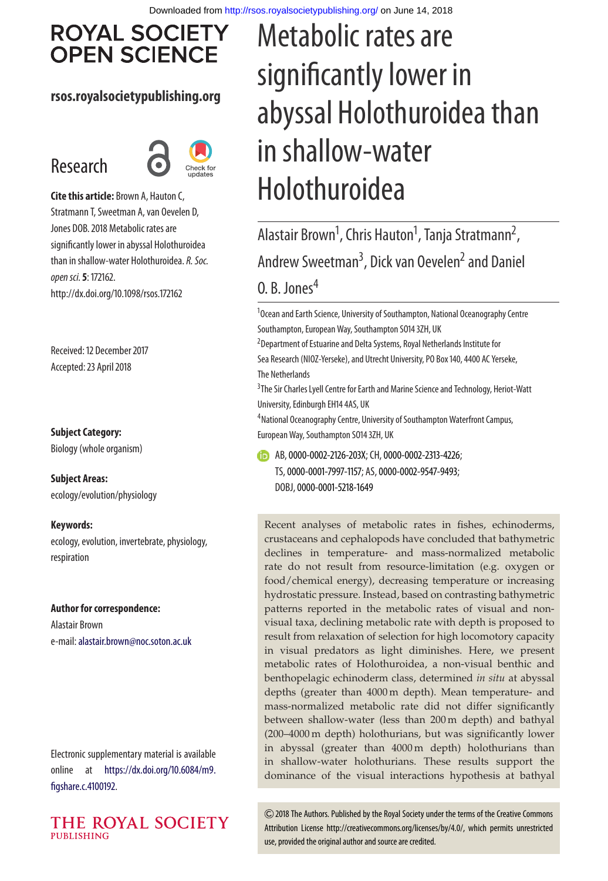ROYAL SOCIETY OPEN SCIENCE

rsos.royalsocietypublishing.org

Research

**Cite this article:** Brown A, Hauton C, Stratmann T, Sweetman A, van Oevelen D, Jones DOB. 2018 Metabolic rates are significantly lower in abyssal Holothuroidea than in shallow-water Holothuroidea. *R. Soc. open sci.* **5**: 172162. http://dx.doi.org/10.1098/rsos.172162

Received: 12 December 2017
Accepted: 23 April 2018

**Subject Category:**
Biology (whole organism)

**Subject Areas:**
ecology/evolution/physiology

**Keywords:**
ecology, evolution, invertebrate, physiology, respiration

**Author for correspondence:**
Alastair Brown
e-mail: alastair.brown@noc.soton.ac.uk

Electronic supplementary material is available online at https://dx.doi.org/10.6084/m9.figshare.c.4100192.

# Metabolic rates are significantly lower in abyssal Holothuroidea than in shallow-water Holothuroidea

Alastair Brown[1], Chris Hauton[1], Tanja Stratmann[2], Andrew Sweetman[3], Dick van Oevelen[2] and Daniel O. B. Jones[4]

[1]Ocean and Earth Science, University of Southampton, National Oceanography Centre Southampton, European Way, Southampton SO14 3ZH, UK
[2]Department of Estuarine and Delta Systems, Royal Netherlands Institute for Sea Research (NIOZ-Yerseke), and Utrecht University, PO Box 140, 4400 AC Yerseke, The Netherlands
[3]The Sir Charles Lyell Centre for Earth and Marine Science and Technology, Heriot-Watt University, Edinburgh EH14 4AS, UK
[4]National Oceanography Centre, University of Southampton Waterfront Campus, European Way, Southampton SO14 3ZH, UK

AB, 0000-0002-2126-203X; CH, 0000-0002-2313-4226; TS, 0000-0001-7997-1157; AS, 0000-0002-9547-9493; DOBJ, 0000-0001-5218-1649

Recent analyses of metabolic rates in fishes, echinoderms, crustaceans and cephalopods have concluded that bathymetric declines in temperature- and mass-normalized metabolic rate do not result from resource-limitation (e.g. oxygen or food/chemical energy), decreasing temperature or increasing hydrostatic pressure. Instead, based on contrasting bathymetric patterns reported in the metabolic rates of visual and non-visual taxa, declining metabolic rate with depth is proposed to result from relaxation of selection for high locomotory capacity in visual predators as light diminishes. Here, we present metabolic rates of Holothuroidea, a non-visual benthic and benthopelagic echinoderm class, determined *in situ* at abyssal depths (greater than 4000 m depth). Mean temperature- and mass-normalized metabolic rate did not differ significantly between shallow-water (less than 200 m depth) and bathyal (200–4000 m depth) holothurians, but was significantly lower in abyssal (greater than 4000 m depth) holothurians than in shallow-water holothurians. These results support the dominance of the visual interactions hypothesis at bathyal

© 2018 The Authors. Published by the Royal Society under the terms of the Creative Commons Attribution License http://creativecommons.org/licenses/by/4.0/, which permits unrestricted use, provided the original author and source are credited.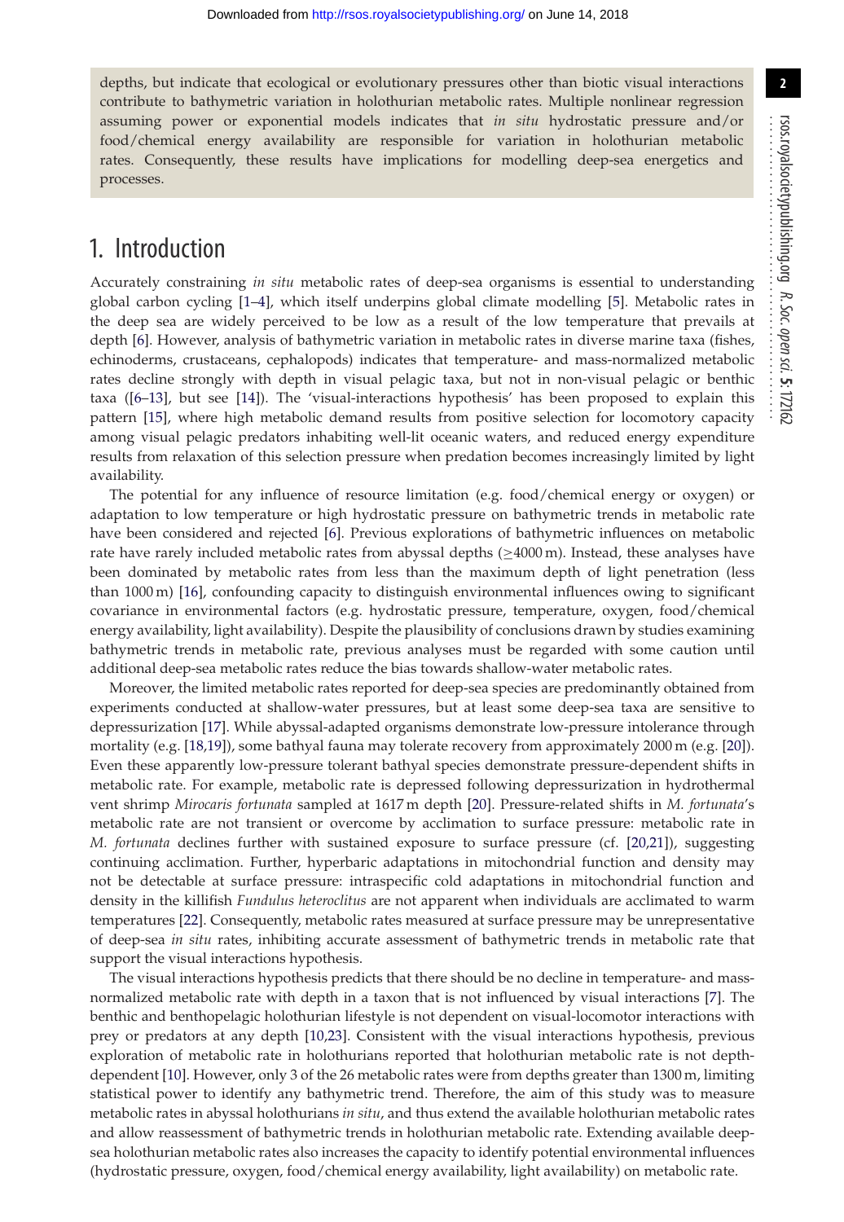depths, but indicate that ecological or evolutionary pressures other than biotic visual interactions contribute to bathymetric variation in holothurian metabolic rates. Multiple nonlinear regression assuming power or exponential models indicates that *in situ* hydrostatic pressure and/or food/chemical energy availability are responsible for variation in holothurian metabolic rates. Consequently, these results have implications for modelling deep-sea energetics and processes.

## 1. Introduction

Accurately constraining *in situ* metabolic rates of deep-sea organisms is essential to understanding global carbon cycling [1–4], which itself underpins global climate modelling [5]. Metabolic rates in the deep sea are widely perceived to be low as a result of the low temperature that prevails at depth [6]. However, analysis of bathymetric variation in metabolic rates in diverse marine taxa (fishes, echinoderms, crustaceans, cephalopods) indicates that temperature- and mass-normalized metabolic rates decline strongly with depth in visual pelagic taxa, but not in non-visual pelagic or benthic taxa ([6–13], but see [14]). The 'visual-interactions hypothesis' has been proposed to explain this pattern [15], where high metabolic demand results from positive selection for locomotory capacity among visual pelagic predators inhabiting well-lit oceanic waters, and reduced energy expenditure results from relaxation of this selection pressure when predation becomes increasingly limited by light availability.

The potential for any influence of resource limitation (e.g. food/chemical energy or oxygen) or adaptation to low temperature or high hydrostatic pressure on bathymetric trends in metabolic rate have been considered and rejected [6]. Previous explorations of bathymetric influences on metabolic rate have rarely included metabolic rates from abyssal depths (≥4000 m). Instead, these analyses have been dominated by metabolic rates from less than the maximum depth of light penetration (less than 1000 m) [16], confounding capacity to distinguish environmental influences owing to significant covariance in environmental factors (e.g. hydrostatic pressure, temperature, oxygen, food/chemical energy availability, light availability). Despite the plausibility of conclusions drawn by studies examining bathymetric trends in metabolic rate, previous analyses must be regarded with some caution until additional deep-sea metabolic rates reduce the bias towards shallow-water metabolic rates.

Moreover, the limited metabolic rates reported for deep-sea species are predominantly obtained from experiments conducted at shallow-water pressures, but at least some deep-sea taxa are sensitive to depressurization [17]. While abyssal-adapted organisms demonstrate low-pressure intolerance through mortality (e.g. [18,19]), some bathyal fauna may tolerate recovery from approximately 2000 m (e.g. [20]). Even these apparently low-pressure tolerant bathyal species demonstrate pressure-dependent shifts in metabolic rate. For example, metabolic rate is depressed following depressurization in hydrothermal vent shrimp *Mirocaris fortunata* sampled at 1617 m depth [20]. Pressure-related shifts in *M. fortunata*'s metabolic rate are not transient or overcome by acclimation to surface pressure: metabolic rate in *M. fortunata* declines further with sustained exposure to surface pressure (cf. [20,21]), suggesting continuing acclimation. Further, hyperbaric adaptations in mitochondrial function and density may not be detectable at surface pressure: intraspecific cold adaptations in mitochondrial function and density in the killifish *Fundulus heteroclitus* are not apparent when individuals are acclimated to warm temperatures [22]. Consequently, metabolic rates measured at surface pressure may be unrepresentative of deep-sea *in situ* rates, inhibiting accurate assessment of bathymetric trends in metabolic rate that support the visual interactions hypothesis.

The visual interactions hypothesis predicts that there should be no decline in temperature- and mass-normalized metabolic rate with depth in a taxon that is not influenced by visual interactions [7]. The benthic and benthopelagic holothurian lifestyle is not dependent on visual-locomotor interactions with prey or predators at any depth [10,23]. Consistent with the visual interactions hypothesis, previous exploration of metabolic rate in holothurians reported that holothurian metabolic rate is not depth-dependent [10]. However, only 3 of the 26 metabolic rates were from depths greater than 1300 m, limiting statistical power to identify any bathymetric trend. Therefore, the aim of this study was to measure metabolic rates in abyssal holothurians *in situ*, and thus extend the available holothurian metabolic rates and allow reassessment of bathymetric trends in holothurian metabolic rate. Extending available deep-sea holothurian metabolic rates also increases the capacity to identify potential environmental influences (hydrostatic pressure, oxygen, food/chemical energy availability, light availability) on metabolic rate.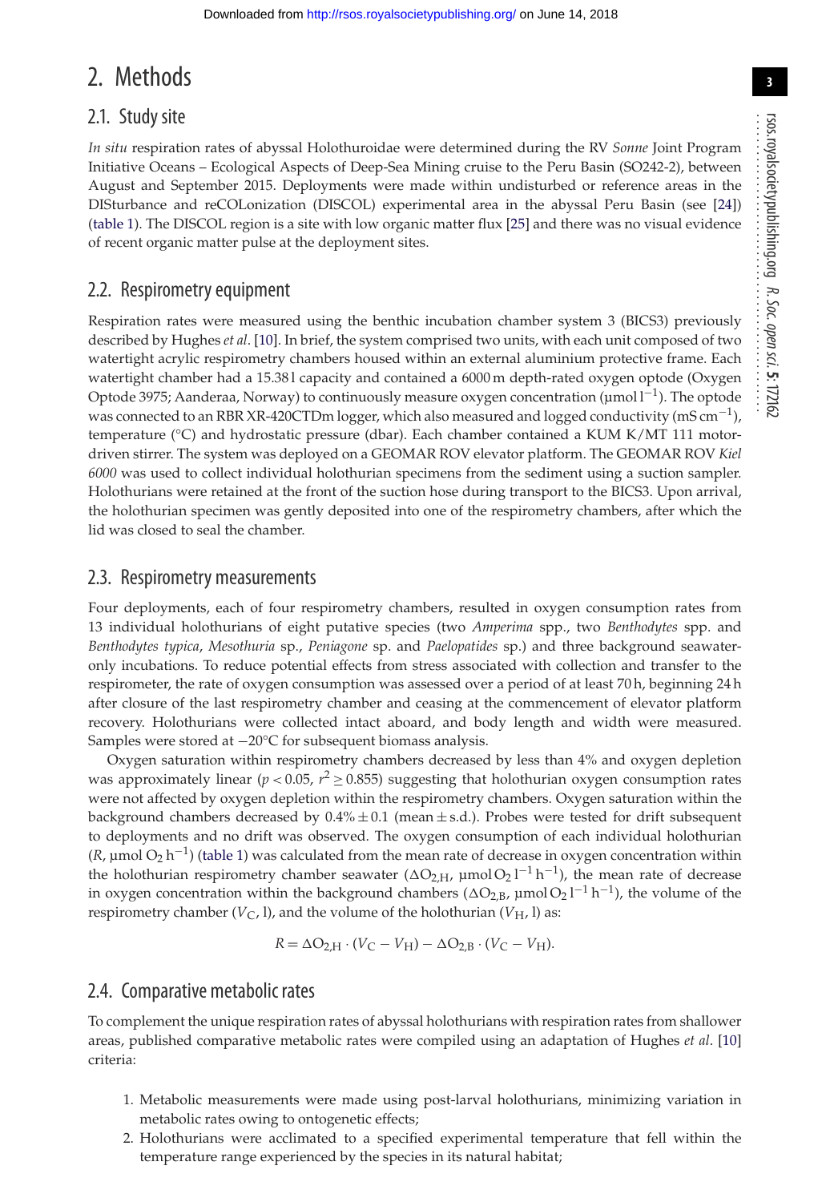# 2. Methods

## 2.1. Study site

*In situ* respiration rates of abyssal Holothuroidae were determined during the RV *Sonne* Joint Program Initiative Oceans – Ecological Aspects of Deep-Sea Mining cruise to the Peru Basin (SO242-2), between August and September 2015. Deployments were made within undisturbed or reference areas in the DISturbance and reCOLonization (DISCOL) experimental area in the abyssal Peru Basin (see [24]) (table 1). The DISCOL region is a site with low organic matter flux [25] and there was no visual evidence of recent organic matter pulse at the deployment sites.

## 2.2. Respirometry equipment

Respiration rates were measured using the benthic incubation chamber system 3 (BICS3) previously described by Hughes *et al*. [10]. In brief, the system comprised two units, with each unit composed of two watertight acrylic respirometry chambers housed within an external aluminium protective frame. Each watertight chamber had a 15.38 l capacity and contained a 6000 m depth-rated oxygen optode (Oxygen Optode 3975; Aanderaa, Norway) to continuously measure oxygen concentration (μmol $l^{-1}$). The optode was connected to an RBR XR-420CTDm logger, which also measured and logged conductivity (mS $cm^{-1}$), temperature (°C) and hydrostatic pressure (dbar). Each chamber contained a KUM K/MT 111 motor-driven stirrer. The system was deployed on a GEOMAR ROV elevator platform. The GEOMAR ROV *Kiel 6000* was used to collect individual holothurian specimens from the sediment using a suction sampler. Holothurians were retained at the front of the suction hose during transport to the BICS3. Upon arrival, the holothurian specimen was gently deposited into one of the respirometry chambers, after which the lid was closed to seal the chamber.

## 2.3. Respirometry measurements

Four deployments, each of four respirometry chambers, resulted in oxygen consumption rates from 13 individual holothurians of eight putative species (two *Amperima* spp., two *Benthodytes* spp. and *Benthodytes typica*, *Mesothuria* sp., *Peniagone* sp. and *Paelopatides* sp.) and three background seawater-only incubations. To reduce potential effects from stress associated with collection and transfer to the respirometer, the rate of oxygen consumption was assessed over a period of at least 70 h, beginning 24 h after closure of the last respirometry chamber and ceasing at the commencement of elevator platform recovery. Holothurians were collected intact aboard, and body length and width were measured. Samples were stored at −20°C for subsequent biomass analysis.

Oxygen saturation within respirometry chambers decreased by less than 4% and oxygen depletion was approximately linear ($p < 0.05$, $r^2 \geq 0.855$) suggesting that holothurian oxygen consumption rates were not affected by oxygen depletion within the respirometry chambers. Oxygen saturation within the background chambers decreased by 0.4% ± 0.1 (mean ± s.d.). Probes were tested for drift subsequent to deployments and no drift was observed. The oxygen consumption of each individual holothurian ($R$, μmol $O_2$ $h^{-1}$) (table 1) was calculated from the mean rate of decrease in oxygen concentration within the holothurian respirometry chamber seawater ($\Delta O_{2,H}$, μmol $O_2$ $l^{-1}$ $h^{-1}$), the mean rate of decrease in oxygen concentration within the background chambers ($\Delta O_{2,B}$, μmol $O_2$ $l^{-1}$ $h^{-1}$), the volume of the respirometry chamber ($V_C$, l), and the volume of the holothurian ($V_H$, l) as:

$$R = \Delta O_{2,H} \cdot (V_C - V_H) - \Delta O_{2,B} \cdot (V_C - V_H).$$

## 2.4. Comparative metabolic rates

To complement the unique respiration rates of abyssal holothurians with respiration rates from shallower areas, published comparative metabolic rates were compiled using an adaptation of Hughes *et al*. [10] criteria:

1. Metabolic measurements were made using post-larval holothurians, minimizing variation in metabolic rates owing to ontogenetic effects;
2. Holothurians were acclimated to a specified experimental temperature that fell within the temperature range experienced by the species in its natural habitat;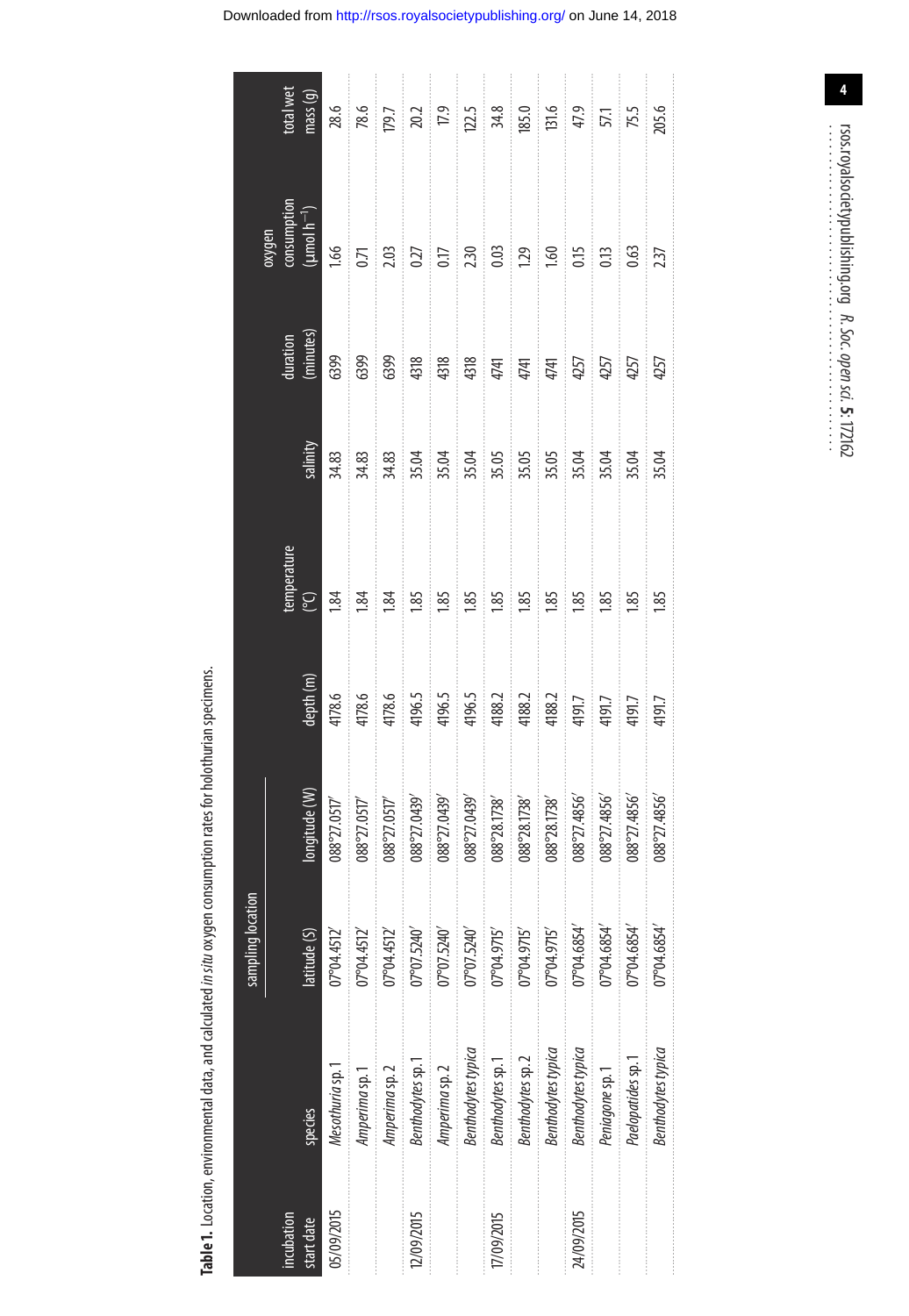**Table 1.** Location, environmental data, and calculated *in situ* oxygen consumption rates for holothurian specimens.

| incubation start date | species | sampling location | | depth (m) | temperature (°C) | salinity | duration (minutes) | oxygen consumption (µmol h$^{-1}$) | total wet mass (g) |
|---|---|---|---|---|---|---|---|---|---|
| | | latitude (S) | longitude (W) | | | | | | |
| 05/09/2015 | *Mesothuria* sp. 1 | 07°04.4512′ | 088°27.0517′ | 4178.6 | 1.84 | 34.83 | 6399 | 1.66 | 28.6 |
| | *Amperima* sp. 1 | 07°04.4512′ | 088°27.0517′ | 4178.6 | 1.84 | 34.83 | 6399 | 0.71 | 78.6 |
| | *Amperima* sp. 2 | 07°04.4512′ | 088°27.0517′ | 4178.6 | 1.84 | 34.83 | 6399 | 2.03 | 179.7 |
| 12/09/2015 | *Benthodytes* sp. 1 | 07°07.5240′ | 088°27.0439′ | 4196.5 | 1.85 | 35.04 | 4318 | 0.27 | 20.2 |
| | *Amperima* sp. 2 | 07°07.5240′ | 088°27.0439′ | 4196.5 | 1.85 | 35.04 | 4318 | 0.17 | 17.9 |
| | *Benthodytes typica* | 07°07.5240′ | 088°27.0439′ | 4196.5 | 1.85 | 35.04 | 4318 | 2.30 | 122.5 |
| 17/09/2015 | *Benthodytes* sp. 1 | 07°04.9715′ | 088°28.1738′ | 4188.2 | 1.85 | 35.05 | 4741 | 0.03 | 34.8 |
| | *Benthodytes* sp. 2 | 07°04.9715′ | 088°28.1738′ | 4188.2 | 1.85 | 35.05 | 4741 | 1.29 | 185.0 |
| | *Benthodytes typica* | 07°04.9715′ | 088°28.1738′ | 4188.2 | 1.85 | 35.05 | 4741 | 1.60 | 131.6 |
| 24/09/2015 | *Benthodytes typica* | 07°04.6854′ | 088°27.4856′ | 4191.7 | 1.85 | 35.04 | 4257 | 0.15 | 47.9 |
| | *Peniagone* sp. 1 | 07°04.6854′ | 088°27.4856′ | 4191.7 | 1.85 | 35.04 | 4257 | 0.13 | 57.1 |
| | *Paelopatides* sp. 1 | 07°04.6854′ | 088°27.4856′ | 4191.7 | 1.85 | 35.04 | 4257 | 0.63 | 75.5 |
| | *Benthodytes typica* | 07°04.6854′ | 088°27.4856′ | 4191.7 | 1.85 | 35.04 | 4257 | 2.37 | 205.6 |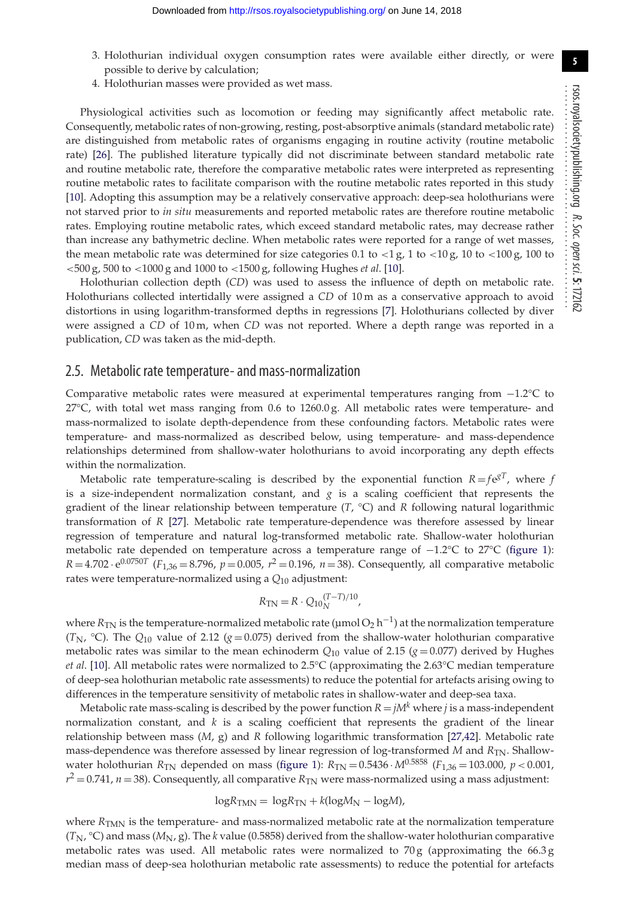3. Holothurian individual oxygen consumption rates were available either directly, or were possible to derive by calculation;
4. Holothurian masses were provided as wet mass.

Physiological activities such as locomotion or feeding may significantly affect metabolic rate. Consequently, metabolic rates of non-growing, resting, post-absorptive animals (standard metabolic rate) are distinguished from metabolic rates of organisms engaging in routine activity (routine metabolic rate) [26]. The published literature typically did not discriminate between standard metabolic rate and routine metabolic rate, therefore the comparative metabolic rates were interpreted as representing routine metabolic rates to facilitate comparison with the routine metabolic rates reported in this study [10]. Adopting this assumption may be a relatively conservative approach: deep-sea holothurians were not starved prior to *in situ* measurements and reported metabolic rates are therefore routine metabolic rates. Employing routine metabolic rates, which exceed standard metabolic rates, may decrease rather than increase any bathymetric decline. When metabolic rates were reported for a range of wet masses, the mean metabolic rate was determined for size categories 0.1 to <1 g, 1 to <10 g, 10 to <100 g, 100 to <500 g, 500 to <1000 g and 1000 to <1500 g, following Hughes *et al*. [10].

Holothurian collection depth (*CD*) was used to assess the influence of depth on metabolic rate. Holothurians collected intertidally were assigned a *CD* of 10 m as a conservative approach to avoid distortions in using logarithm-transformed depths in regressions [7]. Holothurians collected by diver were assigned a *CD* of 10 m, when *CD* was not reported. Where a depth range was reported in a publication, *CD* was taken as the mid-depth.

## 2.5. Metabolic rate temperature- and mass-normalization

Comparative metabolic rates were measured at experimental temperatures ranging from −1.2°C to 27°C, with total wet mass ranging from 0.6 to 1260.0 g. All metabolic rates were temperature- and mass-normalized to isolate depth-dependence from these confounding factors. Metabolic rates were temperature- and mass-normalized as described below, using temperature- and mass-dependence relationships determined from shallow-water holothurians to avoid incorporating any depth effects within the normalization.

Metabolic rate temperature-scaling is described by the exponential function $R = fe^{gT}$, where $f$ is a size-independent normalization constant, and $g$ is a scaling coefficient that represents the gradient of the linear relationship between temperature ($T$, °C) and $R$ following natural logarithmic transformation of $R$ [27]. Metabolic rate temperature-dependence was therefore assessed by linear regression of temperature and natural log-transformed metabolic rate. Shallow-water holothurian metabolic rate depended on temperature across a temperature range of −1.2°C to 27°C (figure 1): $R = 4.702 \cdot e^{0.0750T}$ ($F_{1,36} = 8.796$, $p = 0.005$, $r^2 = 0.196$, $n = 38$). Consequently, all comparative metabolic rates were temperature-normalized using a $Q_{10}$ adjustment:

$$R_{TN} = R \cdot Q_{10}{}_N^{(T-T)/10},$$

where $R_{TN}$ is the temperature-normalized metabolic rate (µmol $O_2$ $h^{-1}$) at the normalization temperature ($T_N$, °C). The $Q_{10}$ value of 2.12 ($g = 0.075$) derived from the shallow-water holothurian comparative metabolic rates was similar to the mean echinoderm $Q_{10}$ value of 2.15 ($g = 0.077$) derived by Hughes *et al*. [10]. All metabolic rates were normalized to 2.5°C (approximating the 2.63°C median temperature of deep-sea holothurian metabolic rate assessments) to reduce the potential for artefacts arising owing to differences in the temperature sensitivity of metabolic rates in shallow-water and deep-sea taxa.

Metabolic rate mass-scaling is described by the power function $R = jM^k$ where $j$ is a mass-independent normalization constant, and $k$ is a scaling coefficient that represents the gradient of the linear relationship between mass ($M$, g) and $R$ following logarithmic transformation [27,42]. Metabolic rate mass-dependence was therefore assessed by linear regression of log-transformed $M$ and $R_{TN}$. Shallow-water holothurian $R_{TN}$ depended on mass (figure 1): $R_{TN} = 0.5436 \cdot M^{0.5858}$ ($F_{1,36} = 103.000$, $p < 0.001$, $r^2 = 0.741$, $n = 38$). Consequently, all comparative $R_{TN}$ were mass-normalized using a mass adjustment:

$$\log R_{TMN} = \log R_{TN} + k(\log M_N - \log M),$$

where $R_{TMN}$ is the temperature- and mass-normalized metabolic rate at the normalization temperature ($T_N$, °C) and mass ($M_N$, g). The $k$ value (0.5858) derived from the shallow-water holothurian comparative metabolic rates was used. All metabolic rates were normalized to 70 g (approximating the 66.3 g median mass of deep-sea holothurian metabolic rate assessments) to reduce the potential for artefacts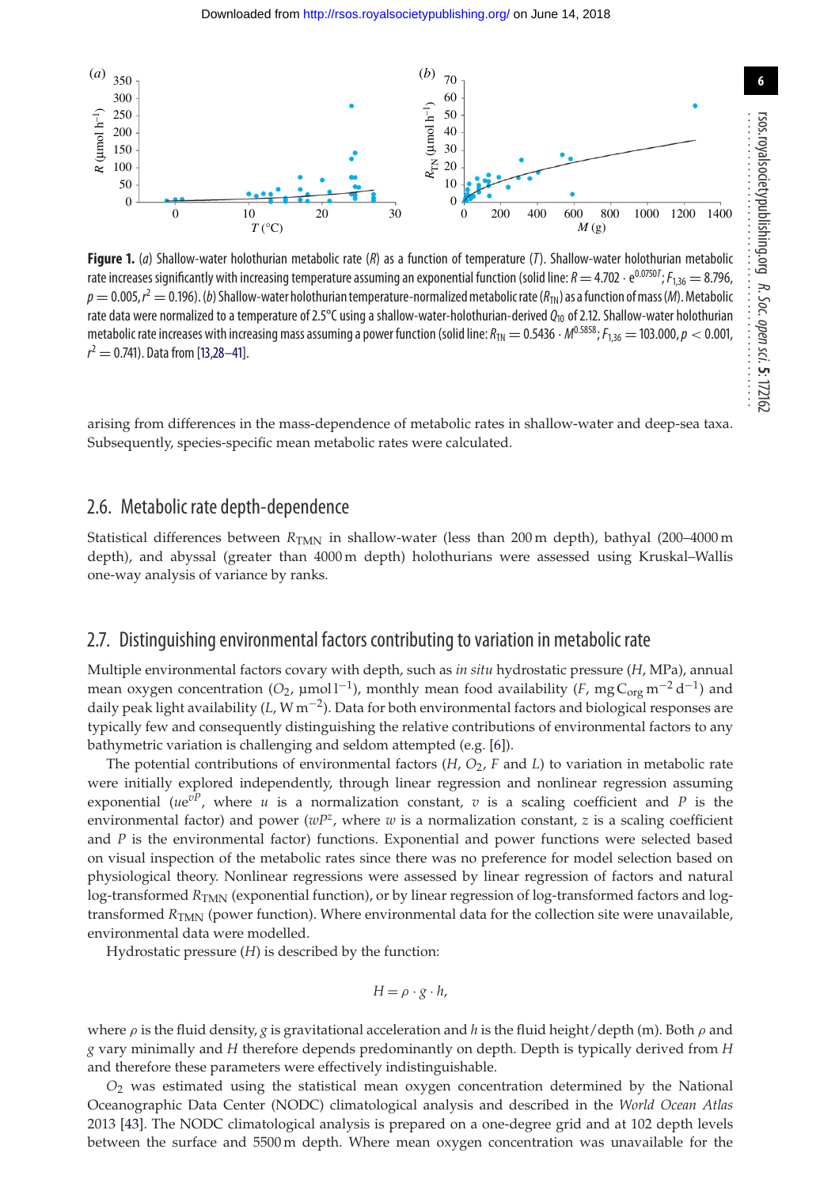**Figure 1.** (*a*) Shallow-water holothurian metabolic rate ($R$) as a function of temperature ($T$). Shallow-water holothurian metabolic rate increases significantly with increasing temperature assuming an exponential function (solid line: $R = 4.702 \cdot e^{0.0750T}$; $F_{1,36} = 8.796$, $p = 0.005$, $r^2 = 0.196$). (*b*) Shallow-water holothurian temperature-normalized metabolic rate ($R_{TN}$) as a function of mass ($M$). Metabolic rate data were normalized to a temperature of 2.5°C using a shallow-water-holothurian-derived $Q_{10}$ of 2.12. Shallow-water holothurian metabolic rate increases with increasing mass assuming a power function (solid line: $R_{TN} = 0.5436 \cdot M^{0.5858}$; $F_{1,36} = 103.000$, $p < 0.001$, $r^2 = 0.741$). Data from [13,28–41].

arising from differences in the mass-dependence of metabolic rates in shallow-water and deep-sea taxa. Subsequently, species-specific mean metabolic rates were calculated.

## 2.6. Metabolic rate depth-dependence

Statistical differences between $R_{TMN}$ in shallow-water (less than 200 m depth), bathyal (200–4000 m depth), and abyssal (greater than 4000 m depth) holothurians were assessed using Kruskal–Wallis one-way analysis of variance by ranks.

## 2.7. Distinguishing environmental factors contributing to variation in metabolic rate

Multiple environmental factors covary with depth, such as *in situ* hydrostatic pressure ($H$, MPa), annual mean oxygen concentration ($O_2$, µmol $l^{-1}$), monthly mean food availability ($F$, mg $C_{org}$ $m^{-2}$ $d^{-1}$) and daily peak light availability ($L$, W $m^{-2}$). Data for both environmental factors and biological responses are typically few and consequently distinguishing the relative contributions of environmental factors to any bathymetric variation is challenging and seldom attempted (e.g. [6]).

The potential contributions of environmental factors ($H$, $O_2$, $F$ and $L$) to variation in metabolic rate were initially explored independently, through linear regression and nonlinear regression assuming exponential ($ue^{vP}$, where $u$ is a normalization constant, $v$ is a scaling coefficient and $P$ is the environmental factor) and power ($wP^z$, where $w$ is a normalization constant, $z$ is a scaling coefficient and $P$ is the environmental factor) functions. Exponential and power functions were selected based on visual inspection of the metabolic rates since there was no preference for model selection based on physiological theory. Nonlinear regressions were assessed by linear regression of factors and natural log-transformed $R_{TMN}$ (exponential function), or by linear regression of log-transformed factors and log-transformed $R_{TMN}$ (power function). Where environmental data for the collection site were unavailable, environmental data were modelled.

Hydrostatic pressure ($H$) is described by the function:

$$H = \rho \cdot g \cdot h,$$

where $\rho$ is the fluid density, $g$ is gravitational acceleration and $h$ is the fluid height/depth (m). Both $\rho$ and $g$ vary minimally and $H$ therefore depends predominantly on depth. Depth is typically derived from $H$ and therefore these parameters were effectively indistinguishable.

$O_2$ was estimated using the statistical mean oxygen concentration determined by the National Oceanographic Data Center (NODC) climatological analysis and described in the *World Ocean Atlas* 2013 [43]. The NODC climatological analysis is prepared on a one-degree grid and at 102 depth levels between the surface and 5500 m depth. Where mean oxygen concentration was unavailable for the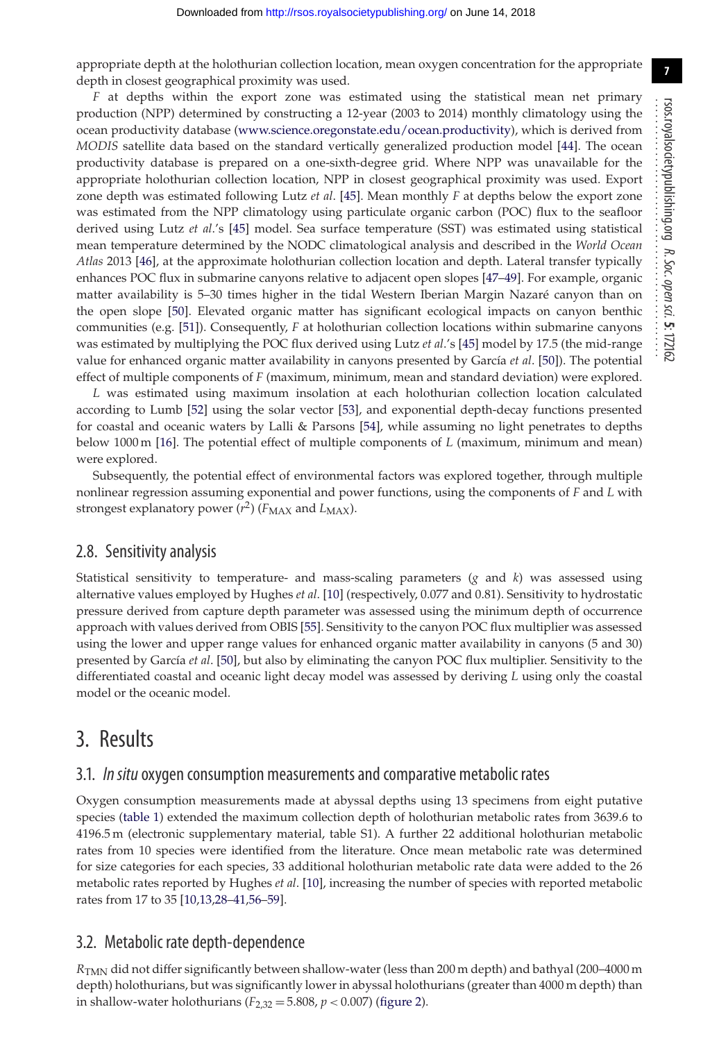appropriate depth at the holothurian collection location, mean oxygen concentration for the appropriate depth in closest geographical proximity was used.

$F$ at depths within the export zone was estimated using the statistical mean net primary production (NPP) determined by constructing a 12-year (2003 to 2014) monthly climatology using the ocean productivity database (www.science.oregonstate.edu/ocean.productivity), which is derived from *MODIS* satellite data based on the standard vertically generalized production model [44]. The ocean productivity database is prepared on a one-sixth-degree grid. Where NPP was unavailable for the appropriate holothurian collection location, NPP in closest geographical proximity was used. Export zone depth was estimated following Lutz *et al*. [45]. Mean monthly $F$ at depths below the export zone was estimated from the NPP climatology using particulate organic carbon (POC) flux to the seafloor derived using Lutz *et al*.'s [45] model. Sea surface temperature (SST) was estimated using statistical mean temperature determined by the NODC climatological analysis and described in the *World Ocean Atlas* 2013 [46], at the approximate holothurian collection location and depth. Lateral transfer typically enhances POC flux in submarine canyons relative to adjacent open slopes [47–49]. For example, organic matter availability is 5–30 times higher in the tidal Western Iberian Margin Nazaré canyon than on the open slope [50]. Elevated organic matter has significant ecological impacts on canyon benthic communities (e.g. [51]). Consequently, $F$ at holothurian collection locations within submarine canyons was estimated by multiplying the POC flux derived using Lutz *et al*.'s [45] model by 17.5 (the mid-range value for enhanced organic matter availability in canyons presented by García *et al*. [50]). The potential effect of multiple components of $F$ (maximum, minimum, mean and standard deviation) were explored.

$L$ was estimated using maximum insolation at each holothurian collection location calculated according to Lumb [52] using the solar vector [53], and exponential depth-decay functions presented for coastal and oceanic waters by Lalli & Parsons [54], while assuming no light penetrates to depths below 1000 m [16]. The potential effect of multiple components of $L$ (maximum, minimum and mean) were explored.

Subsequently, the potential effect of environmental factors was explored together, through multiple nonlinear regression assuming exponential and power functions, using the components of $F$ and $L$ with strongest explanatory power ($r^2$) ($F_{MAX}$ and $L_{MAX}$).

## 2.8. Sensitivity analysis

Statistical sensitivity to temperature- and mass-scaling parameters ($g$ and $k$) was assessed using alternative values employed by Hughes *et al*. [10] (respectively, 0.077 and 0.81). Sensitivity to hydrostatic pressure derived from capture depth parameter was assessed using the minimum depth of occurrence approach with values derived from OBIS [55]. Sensitivity to the canyon POC flux multiplier was assessed using the lower and upper range values for enhanced organic matter availability in canyons (5 and 30) presented by García *et al*. [50], but also by eliminating the canyon POC flux multiplier. Sensitivity to the differentiated coastal and oceanic light decay model was assessed by deriving $L$ using only the coastal model or the oceanic model.

# 3. Results

## 3.1. *In situ* oxygen consumption measurements and comparative metabolic rates

Oxygen consumption measurements made at abyssal depths using 13 specimens from eight putative species (table 1) extended the maximum collection depth of holothurian metabolic rates from 3639.6 to 4196.5 m (electronic supplementary material, table S1). A further 22 additional holothurian metabolic rates from 10 species were identified from the literature. Once mean metabolic rate was determined for size categories for each species, 33 additional holothurian metabolic rate data were added to the 26 metabolic rates reported by Hughes *et al*. [10], increasing the number of species with reported metabolic rates from 17 to 35 [10,13,28–41,56–59].

## 3.2. Metabolic rate depth-dependence

$R_{TMN}$ did not differ significantly between shallow-water (less than 200 m depth) and bathyal (200–4000 m depth) holothurians, but was significantly lower in abyssal holothurians (greater than 4000 m depth) than in shallow-water holothurians ($F_{2,32} = 5.808$, $p < 0.007$) (figure 2).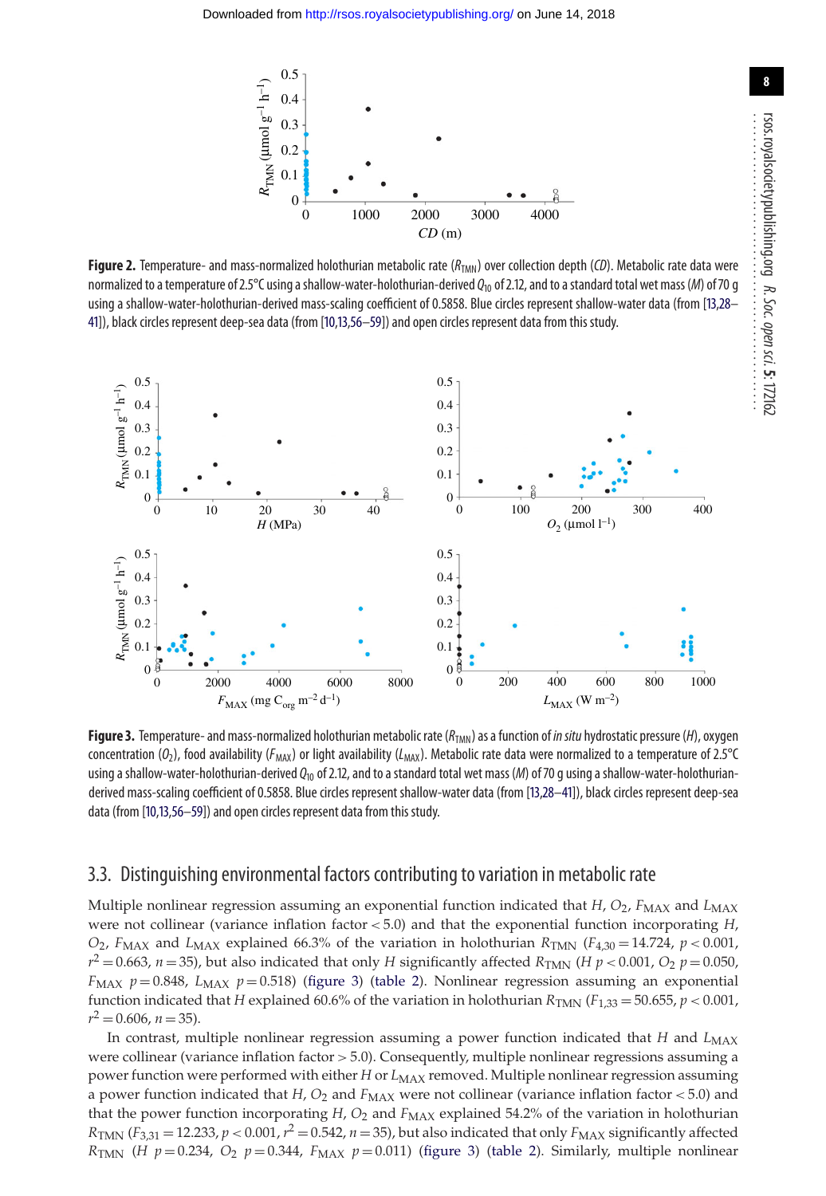**Figure 2.** Temperature- and mass-normalized holothurian metabolic rate ($R_{TMN}$) over collection depth ($CD$). Metabolic rate data were normalized to a temperature of 2.5°C using a shallow-water-holothurian-derived $Q_{10}$ of 2.12, and to a standard total wet mass ($M$) of 70 g using a shallow-water-holothurian-derived mass-scaling coefficient of 0.5858. Blue circles represent shallow-water data (from [13,28–41]), black circles represent deep-sea data (from [10,13,56–59]) and open circles represent data from this study.

**Figure 3.** Temperature- and mass-normalized holothurian metabolic rate ($R_{TMN}$) as a function of *in situ* hydrostatic pressure ($H$), oxygen concentration ($O_2$), food availability ($F_{MAX}$) or light availability ($L_{MAX}$). Metabolic rate data were normalized to a temperature of 2.5°C using a shallow-water-holothurian-derived $Q_{10}$ of 2.12, and to a standard total wet mass ($M$) of 70 g using a shallow-water-holothurian-derived mass-scaling coefficient of 0.5858. Blue circles represent shallow-water data (from [13,28–41]), black circles represent deep-sea data (from [10,13,56–59]) and open circles represent data from this study.

### 3.3. Distinguishing environmental factors contributing to variation in metabolic rate

Multiple nonlinear regression assuming an exponential function indicated that $H$, $O_2$, $F_{MAX}$ and $L_{MAX}$ were not collinear (variance inflation factor < 5.0) and that the exponential function incorporating $H$, $O_2$, $F_{MAX}$ and $L_{MAX}$ explained 66.3% of the variation in holothurian $R_{TMN}$ ($F_{4,30} = 14.724$, $p < 0.001$, $r^2 = 0.663$, $n = 35$), but also indicated that only $H$ significantly affected $R_{TMN}$ ($H$ $p < 0.001$, $O_2$ $p = 0.050$, $F_{MAX}$ $p = 0.848$, $L_{MAX}$ $p = 0.518$) (figure 3) (table 2). Nonlinear regression assuming an exponential function indicated that $H$ explained 60.6% of the variation in holothurian $R_{TMN}$ ($F_{1,33} = 50.655$, $p < 0.001$, $r^2 = 0.606$, $n = 35$).

In contrast, multiple nonlinear regression assuming a power function indicated that $H$ and $L_{MAX}$ were collinear (variance inflation factor > 5.0). Consequently, multiple nonlinear regressions assuming a power function were performed with either $H$ or $L_{MAX}$ removed. Multiple nonlinear regression assuming a power function indicated that $H$, $O_2$ and $F_{MAX}$ were not collinear (variance inflation factor < 5.0) and that the power function incorporating $H$, $O_2$ and $F_{MAX}$ explained 54.2% of the variation in holothurian $R_{TMN}$ ($F_{3,31} = 12.233$, $p < 0.001$, $r^2 = 0.542$, $n = 35$), but also indicated that only $F_{MAX}$ significantly affected $R_{TMN}$ ($H$ $p = 0.234$, $O_2$ $p = 0.344$, $F_{MAX}$ $p = 0.011$) (figure 3) (table 2). Similarly, multiple nonlinear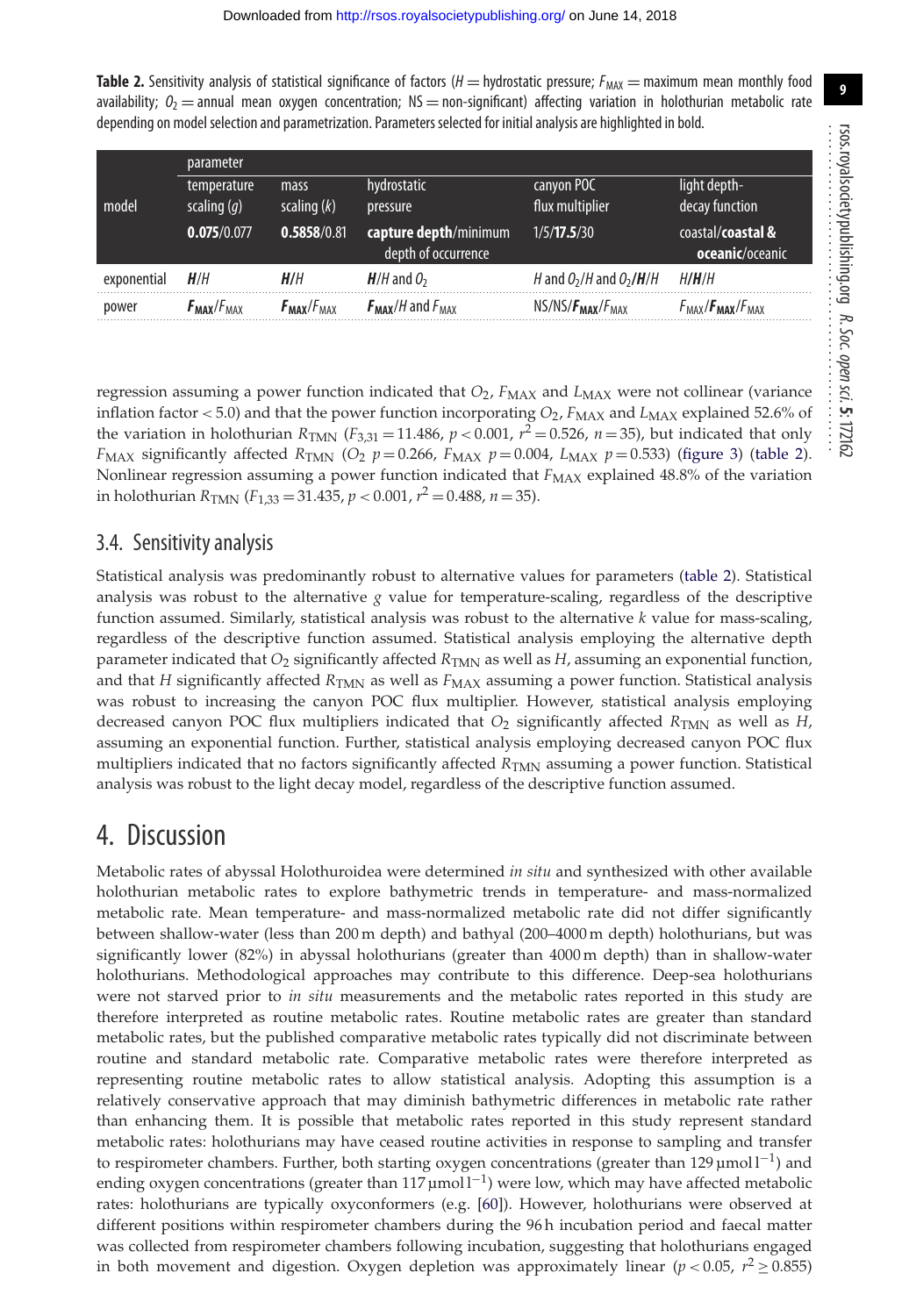**Table 2.** Sensitivity analysis of statistical significance of factors ($H$ = hydrostatic pressure; $F_{MAX}$ = maximum mean monthly food availability; $O_2$ = annual mean oxygen concentration; NS = non-significant) affecting variation in holothurian metabolic rate depending on model selection and parametrization. Parameters selected for initial analysis are highlighted in bold.

| model | parameter | | | | |
|---|---|---|---|---|---|
| | temperature scaling ($g$) | mass scaling ($k$) | hydrostatic pressure | canyon POC flux multiplier | light depth-decay function |
| | **0.075**/0.077 | **0.5858**/0.81 | **capture depth**/minimum depth of occurrence | 1/5/**17.5**/30 | coastal/**coastal & oceanic**/oceanic |
| exponential | $\boldsymbol{H}$/$H$ | $\boldsymbol{H}$/$H$ | $\boldsymbol{H}$/$H$ and $O_2$ | $H$ and $O_2$/$H$ and $O_2$/$\boldsymbol{H}$/$H$ | $H$/$\boldsymbol{H}$/$H$ |
| power | $\boldsymbol{F_{MAX}}$/$F_{MAX}$ | $\boldsymbol{F_{MAX}}$/$F_{MAX}$ | $\boldsymbol{F_{MAX}}$/$H$ and $F_{MAX}$ | NS/NS/$\boldsymbol{F_{MAX}}$/$F_{MAX}$ | $F_{MAX}$/$\boldsymbol{F_{MAX}}$/$F_{MAX}$ |

regression assuming a power function indicated that $O_2$, $F_{MAX}$ and $L_{MAX}$ were not collinear (variance inflation factor < 5.0) and that the power function incorporating $O_2$, $F_{MAX}$ and $L_{MAX}$ explained 52.6% of the variation in holothurian $R_{TMN}$ ($F_{3,31} = 11.486$, $p < 0.001$, $r^2 = 0.526$, $n = 35$), but indicated that only $F_{MAX}$ significantly affected $R_{TMN}$ ($O_2$ $p = 0.266$, $F_{MAX}$ $p = 0.004$, $L_{MAX}$ $p = 0.533$) (figure 3) (table 2). Nonlinear regression assuming a power function indicated that $F_{MAX}$ explained 48.8% of the variation in holothurian $R_{TMN}$ ($F_{1,33} = 31.435$, $p < 0.001$, $r^2 = 0.488$, $n = 35$).

### 3.4. Sensitivity analysis

Statistical analysis was predominantly robust to alternative values for parameters (table 2). Statistical analysis was robust to the alternative $g$ value for temperature-scaling, regardless of the descriptive function assumed. Similarly, statistical analysis was robust to the alternative $k$ value for mass-scaling, regardless of the descriptive function assumed. Statistical analysis employing the alternative depth parameter indicated that $O_2$ significantly affected $R_{TMN}$ as well as $H$, assuming an exponential function, and that $H$ significantly affected $R_{TMN}$ as well as $F_{MAX}$ assuming a power function. Statistical analysis was robust to increasing the canyon POC flux multiplier. However, statistical analysis employing decreased canyon POC flux multipliers indicated that $O_2$ significantly affected $R_{TMN}$ as well as $H$, assuming an exponential function. Further, statistical analysis employing decreased canyon POC flux multipliers indicated that no factors significantly affected $R_{TMN}$ assuming a power function. Statistical analysis was robust to the light decay model, regardless of the descriptive function assumed.

## 4. Discussion

Metabolic rates of abyssal Holothuroidea were determined *in situ* and synthesized with other available holothurian metabolic rates to explore bathymetric trends in temperature- and mass-normalized metabolic rate. Mean temperature- and mass-normalized metabolic rate did not differ significantly between shallow-water (less than 200 m depth) and bathyal (200–4000 m depth) holothurians, but was significantly lower (82%) in abyssal holothurians (greater than 4000 m depth) than in shallow-water holothurians. Methodological approaches may contribute to this difference. Deep-sea holothurians were not starved prior to *in situ* measurements and the metabolic rates reported in this study are therefore interpreted as routine metabolic rates. Routine metabolic rates are greater than standard metabolic rates, but the published comparative metabolic rates typically did not discriminate between routine and standard metabolic rate. Comparative metabolic rates were therefore interpreted as representing routine metabolic rates to allow statistical analysis. Adopting this assumption is a relatively conservative approach that may diminish bathymetric differences in metabolic rate rather than enhancing them. It is possible that metabolic rates reported in this study represent standard metabolic rates: holothurians may have ceased routine activities in response to sampling and transfer to respirometer chambers. Further, both starting oxygen concentrations (greater than 129 µmol l$^{-1}$) and ending oxygen concentrations (greater than 117 µmol l$^{-1}$) were low, which may have affected metabolic rates: holothurians are typically oxyconformers (e.g. [60]). However, holothurians were observed at different positions within respirometer chambers during the 96 h incubation period and faecal matter was collected from respirometer chambers following incubation, suggesting that holothurians engaged in both movement and digestion. Oxygen depletion was approximately linear ($p < 0.05$, $r^2 \geq 0.855$)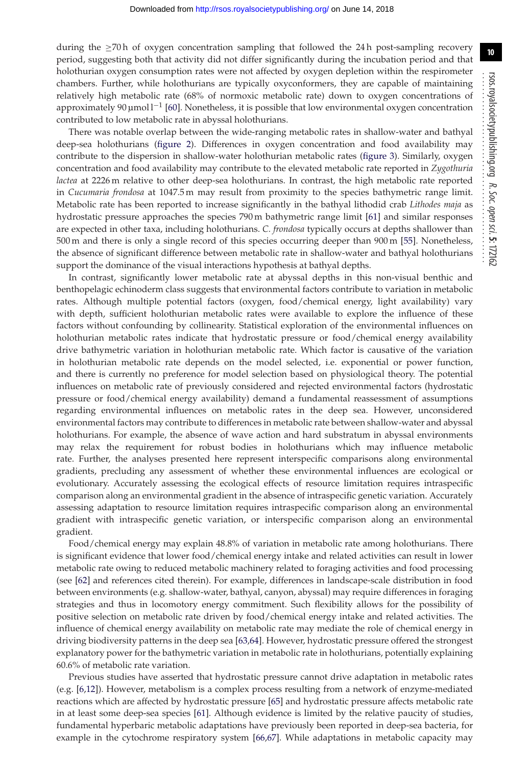during the ≥70 h of oxygen concentration sampling that followed the 24 h post-sampling recovery period, suggesting both that activity did not differ significantly during the incubation period and that holothurian oxygen consumption rates were not affected by oxygen depletion within the respirometer chambers. Further, while holothurians are typically oxyconformers, they are capable of maintaining relatively high metabolic rate (68% of normoxic metabolic rate) down to oxygen concentrations of approximately 90 µmol $l^{-1}$ [60]. Nonetheless, it is possible that low environmental oxygen concentration contributed to low metabolic rate in abyssal holothurians.

There was notable overlap between the wide-ranging metabolic rates in shallow-water and bathyal deep-sea holothurians (figure 2). Differences in oxygen concentration and food availability may contribute to the dispersion in shallow-water holothurian metabolic rates (figure 3). Similarly, oxygen concentration and food availability may contribute to the elevated metabolic rate reported in *Zygothuria lactea* at 2226 m relative to other deep-sea holothurians. In contrast, the high metabolic rate reported in *Cucumaria frondosa* at 1047.5 m may result from proximity to the species bathymetric range limit. Metabolic rate has been reported to increase significantly in the bathyal lithodid crab *Lithodes maja* as hydrostatic pressure approaches the species 790 m bathymetric range limit [61] and similar responses are expected in other taxa, including holothurians. *C. frondosa* typically occurs at depths shallower than 500 m and there is only a single record of this species occurring deeper than 900 m [55]. Nonetheless, the absence of significant difference between metabolic rate in shallow-water and bathyal holothurians support the dominance of the visual interactions hypothesis at bathyal depths.

In contrast, significantly lower metabolic rate at abyssal depths in this non-visual benthic and benthopelagic echinoderm class suggests that environmental factors contribute to variation in metabolic rates. Although multiple potential factors (oxygen, food/chemical energy, light availability) vary with depth, sufficient holothurian metabolic rates were available to explore the influence of these factors without confounding by collinearity. Statistical exploration of the environmental influences on holothurian metabolic rates indicate that hydrostatic pressure or food/chemical energy availability drive bathymetric variation in holothurian metabolic rate. Which factor is causative of the variation in holothurian metabolic rate depends on the model selected, i.e. exponential or power function, and there is currently no preference for model selection based on physiological theory. The potential influences on metabolic rate of previously considered and rejected environmental factors (hydrostatic pressure or food/chemical energy availability) demand a fundamental reassessment of assumptions regarding environmental influences on metabolic rates in the deep sea. However, unconsidered environmental factors may contribute to differences in metabolic rate between shallow-water and abyssal holothurians. For example, the absence of wave action and hard substratum in abyssal environments may relax the requirement for robust bodies in holothurians which may influence metabolic rate. Further, the analyses presented here represent interspecific comparisons along environmental gradients, precluding any assessment of whether these environmental influences are ecological or evolutionary. Accurately assessing the ecological effects of resource limitation requires intraspecific comparison along an environmental gradient in the absence of intraspecific genetic variation. Accurately assessing adaptation to resource limitation requires intraspecific comparison along an environmental gradient with intraspecific genetic variation, or interspecific comparison along an environmental gradient.

Food/chemical energy may explain 48.8% of variation in metabolic rate among holothurians. There is significant evidence that lower food/chemical energy intake and related activities can result in lower metabolic rate owing to reduced metabolic machinery related to foraging activities and food processing (see [62] and references cited therein). For example, differences in landscape-scale distribution in food between environments (e.g. shallow-water, bathyal, canyon, abyssal) may require differences in foraging strategies and thus in locomotory energy commitment. Such flexibility allows for the possibility of positive selection on metabolic rate driven by food/chemical energy intake and related activities. The influence of chemical energy availability on metabolic rate may mediate the role of chemical energy in driving biodiversity patterns in the deep sea [63,64]. However, hydrostatic pressure offered the strongest explanatory power for the bathymetric variation in metabolic rate in holothurians, potentially explaining 60.6% of metabolic rate variation.

Previous studies have asserted that hydrostatic pressure cannot drive adaptation in metabolic rates (e.g. [6,12]). However, metabolism is a complex process resulting from a network of enzyme-mediated reactions which are affected by hydrostatic pressure [65] and hydrostatic pressure affects metabolic rate in at least some deep-sea species [61]. Although evidence is limited by the relative paucity of studies, fundamental hyperbaric metabolic adaptations have previously been reported in deep-sea bacteria, for example in the cytochrome respiratory system [66,67]. While adaptations in metabolic capacity may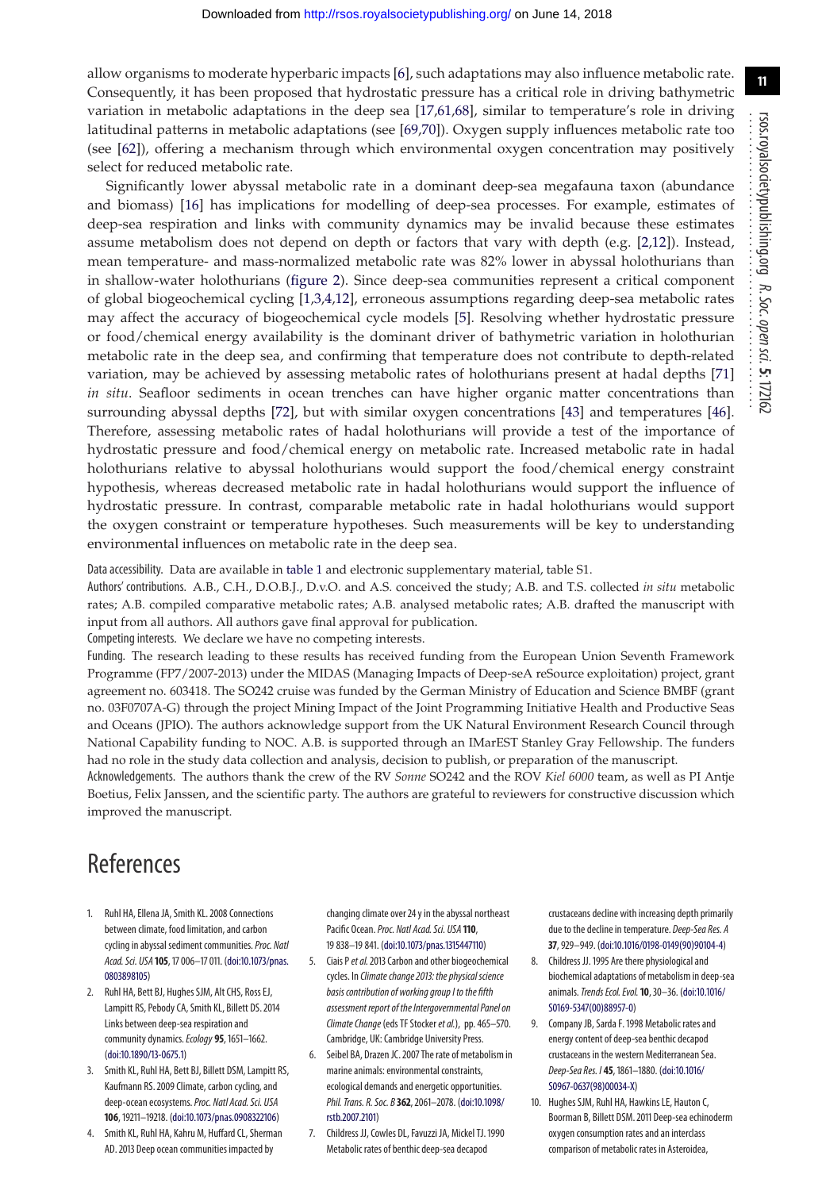allow organisms to moderate hyperbaric impacts [6], such adaptations may also influence metabolic rate. Consequently, it has been proposed that hydrostatic pressure has a critical role in driving bathymetric variation in metabolic adaptations in the deep sea [17,61,68], similar to temperature's role in driving latitudinal patterns in metabolic adaptations (see [69,70]). Oxygen supply influences metabolic rate too (see [62]), offering a mechanism through which environmental oxygen concentration may positively select for reduced metabolic rate.

Significantly lower abyssal metabolic rate in a dominant deep-sea megafauna taxon (abundance and biomass) [16] has implications for modelling of deep-sea processes. For example, estimates of deep-sea respiration and links with community dynamics may be invalid because these estimates assume metabolism does not depend on depth or factors that vary with depth (e.g. [2,12]). Instead, mean temperature- and mass-normalized metabolic rate was 82% lower in abyssal holothurians than in shallow-water holothurians (figure 2). Since deep-sea communities represent a critical component of global biogeochemical cycling [1,3,4,12], erroneous assumptions regarding deep-sea metabolic rates may affect the accuracy of biogeochemical cycle models [5]. Resolving whether hydrostatic pressure or food/chemical energy availability is the dominant driver of bathymetric variation in holothurian metabolic rate in the deep sea, and confirming that temperature does not contribute to depth-related variation, may be achieved by assessing metabolic rates of holothurians present at hadal depths [71] *in situ*. Seafloor sediments in ocean trenches can have higher organic matter concentrations than surrounding abyssal depths [72], but with similar oxygen concentrations [43] and temperatures [46]. Therefore, assessing metabolic rates of hadal holothurians will provide a test of the importance of hydrostatic pressure and food/chemical energy on metabolic rate. Increased metabolic rate in hadal holothurians relative to abyssal holothurians would support the food/chemical energy constraint hypothesis, whereas decreased metabolic rate in hadal holothurians would support the influence of hydrostatic pressure. In contrast, comparable metabolic rate in hadal holothurians would support the oxygen constraint or temperature hypotheses. Such measurements will be key to understanding environmental influences on metabolic rate in the deep sea.

Data accessibility. Data are available in table 1 and electronic supplementary material, table S1.

Authors' contributions. A.B., C.H., D.O.B.J., D.v.O. and A.S. conceived the study; A.B. and T.S. collected *in situ* metabolic rates; A.B. compiled comparative metabolic rates; A.B. analysed metabolic rates; A.B. drafted the manuscript with input from all authors. All authors gave final approval for publication.

Competing interests. We declare we have no competing interests.

Funding. The research leading to these results has received funding from the European Union Seventh Framework Programme (FP7/2007-2013) under the MIDAS (Managing Impacts of Deep-seA reSource exploitation) project, grant agreement no. 603418. The SO242 cruise was funded by the German Ministry of Education and Science BMBF (grant no. 03F0707A-G) through the project Mining Impact of the Joint Programming Initiative Health and Productive Seas and Oceans (JPIO). The authors acknowledge support from the UK Natural Environment Research Council through National Capability funding to NOC. A.B. is supported through an IMarEST Stanley Gray Fellowship. The funders had no role in the study data collection and analysis, decision to publish, or preparation of the manuscript.

Acknowledgements. The authors thank the crew of the RV *Sonne* SO242 and the ROV *Kiel 6000* team, as well as PI Antje Boetius, Felix Janssen, and the scientific party. The authors are grateful to reviewers for constructive discussion which improved the manuscript.

# References

1. Ruhl HA, Ellena JA, Smith KL. 2008 Connections between climate, food limitation, and carbon cycling in abyssal sediment communities. *Proc. Natl Acad. Sci. USA* **105**, 17 006–17 011. (doi:10.1073/pnas.0803898105)
2. Ruhl HA, Bett BJ, Hughes SJM, Alt CHS, Ross EJ, Lampitt RS, Pebody CA, Smith KL, Billett DS. 2014 Links between deep-sea respiration and community dynamics. *Ecology* **95**, 1651–1662. (doi:10.1890/13-0675.1)
3. Smith KL, Ruhl HA, Bett BJ, Billett DSM, Lampitt RS, Kaufmann RS. 2009 Climate, carbon cycling, and deep-ocean ecosystems. *Proc. Natl Acad. Sci. USA* **106**, 19211–19218. (doi:10.1073/pnas.0908322106)
4. Smith KL, Ruhl HA, Kahru M, Huffard CL, Sherman AD. 2013 Deep ocean communities impacted by changing climate over 24 y in the abyssal northeast Pacific Ocean. *Proc. Natl Acad. Sci. USA* **110**, 19 838–19 841. (doi:10.1073/pnas.1315447110)
5. Ciais P *et al.* 2013 Carbon and other biogeochemical cycles. In *Climate change 2013: the physical science basis contribution of working group I to the fifth assessment report of the Intergovernmental Panel on Climate Change* (eds TF Stocker *et al.*), pp. 465–570. Cambridge, UK: Cambridge University Press.
6. Seibel BA, Drazen JC. 2007 The rate of metabolism in marine animals: environmental constraints, ecological demands and energetic opportunities. *Phil. Trans. R. Soc. B* **362**, 2061–2078. (doi:10.1098/rstb.2007.2101)
7. Childress JJ, Cowles DL, Favuzzi JA, Mickel TJ. 1990 Metabolic rates of benthic deep-sea decapod crustaceans decline with increasing depth primarily due to the decline in temperature. *Deep-Sea Res. A* **37**, 929–949. (doi:10.1016/0198-0149(90)90104-4)
8. Childress JJ. 1995 Are there physiological and biochemical adaptations of metabolism in deep-sea animals. *Trends Ecol. Evol.* **10**, 30–36. (doi:10.1016/S0169-5347(00)88957-0)
9. Company JB, Sarda F. 1998 Metabolic rates and energy content of deep-sea benthic decapod crustaceans in the western Mediterranean Sea. *Deep-Sea Res. I* **45**, 1861–1880. (doi:10.1016/S0967-0637(98)00034-X)
10. Hughes SJM, Ruhl HA, Hawkins LE, Hauton C, Boorman B, Billett DSM. 2011 Deep-sea echinoderm oxygen consumption rates and an interclass comparison of metabolic rates in Asteroidea,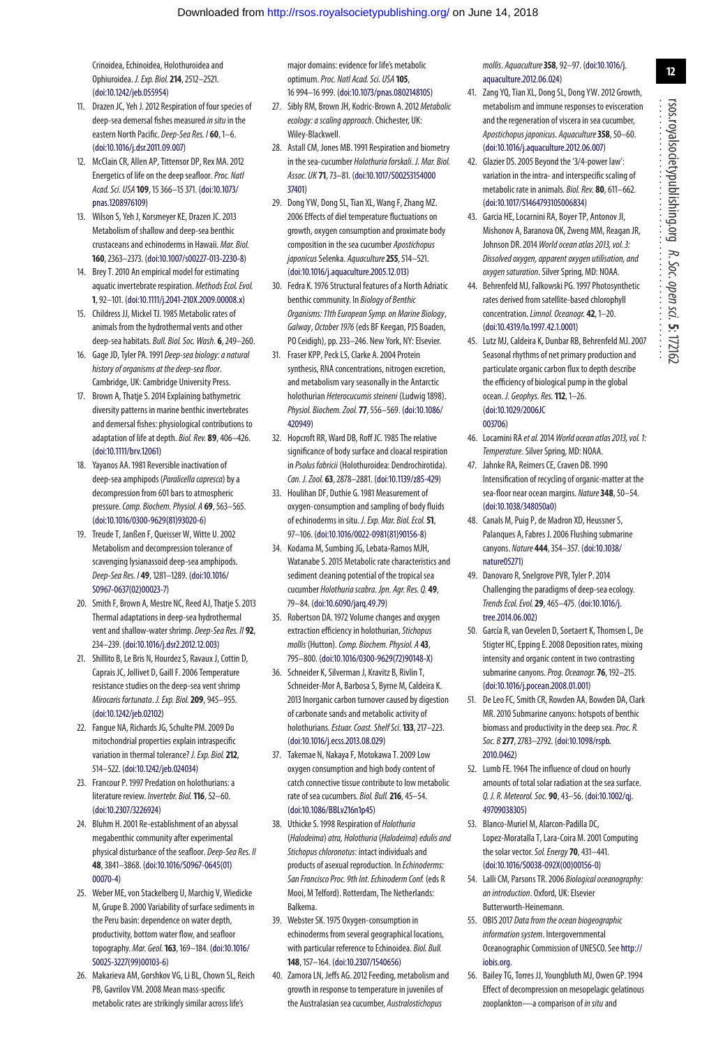Crinoidea, Echinoidea, Holothuroidea and Ophiuroidea. *J. Exp. Biol.* **214**, 2512–2521. (doi:10.1242/jeb.055954)

11. Drazen JC, Yeh J. 2012 Respiration of four species of deep-sea demersal fishes measured *in situ* in the eastern North Pacific. *Deep-Sea Res. I* **60**, 1–6. (doi:10.1016/j.dsr.2011.09.007)
12. McClain CR, Allen AP, Tittensor DP, Rex MA. 2012 Energetics of life on the deep seafloor. *Proc. Natl Acad. Sci. USA* **109**, 15 366–15 371. (doi:10.1073/pnas.1208976109)
13. Wilson S, Yeh J, Korsmeyer KE, Drazen JC. 2013 Metabolism of shallow and deep-sea benthic crustaceans and echinoderms in Hawaii. *Mar. Biol.* **160**, 2363–2373. (doi:10.1007/s00227-013-2230-8)
14. Brey T. 2010 An empirical model for estimating aquatic invertebrate respiration. *Methods Ecol. Evol.* **1**, 92–101. (doi:10.1111/j.2041-210X.2009.00008.x)
15. Childress JJ, Mickel TJ. 1985 Metabolic rates of animals from the hydrothermal vents and other deep-sea habitats. *Bull. Biol. Soc. Wash.* **6**, 249–260.
16. Gage JD, Tyler PA. 1991 *Deep-sea biology: a natural history of organisms at the deep-sea floor*. Cambridge, UK: Cambridge University Press.
17. Brown A, Thatje S. 2014 Explaining bathymetric diversity patterns in marine benthic invertebrates and demersal fishes: physiological contributions to adaptation of life at depth. *Biol. Rev.* **89**, 406–426. (doi:10.1111/brv.12061)
18. Yayanos AA. 1981 Reversible inactivation of deep-sea amphipods (*Paralicella capresca*) by a decompression from 601 bars to atmospheric pressure. *Comp. Biochem. Physiol. A* **69**, 563–565. (doi:10.1016/0300-9629(81)93020-6)
19. Treude T, Janßen F, Queisser W, Witte U. 2002 Metabolism and decompression tolerance of scavenging lysianassoid deep-sea amphipods. *Deep-Sea Res. I* **49**, 1281–1289. (doi:10.1016/S0967-0637(02)00023-7)
20. Smith F, Brown A, Mestre NC, Reed AJ, Thatje S. 2013 Thermal adaptations in deep-sea hydrothermal vent and shallow-water shrimp. *Deep-Sea Res. II* **92**, 234–239. (doi:10.1016/j.dsr2.2012.12.003)
21. Shillito B, Le Bris N, Hourdez S, Ravaux J, Cottin D, Caprais JC, Jollivet D, Gaill F. 2006 Temperature resistance studies on the deep-sea vent shrimp *Mirocaris fortunata*. *J. Exp. Biol.* **209**, 945–955. (doi:10.1242/jeb.02102)
22. Fangue NA, Richards JG, Schulte PM. 2009 Do mitochondrial properties explain intraspecific variation in thermal tolerance? *J. Exp. Biol.* **212**, 514–522. (doi:10.1242/jeb.024034)
23. Francour P. 1997 Predation on holothurians: a literature review. *Invertebr. Biol.* **116**, 52–60. (doi:10.2307/3226924)
24. Bluhm H. 2001 Re-establishment of an abyssal megabenthic community after experimental physical disturbance of the seafloor. *Deep-Sea Res. II* **48**, 3841–3868. (doi:10.1016/S0967-0645(01)00070-4)
25. Weber ME, von Stackelberg U, Marchig V, Wiedicke M, Grupe B. 2000 Variability of surface sediments in the Peru basin: dependence on water depth, productivity, bottom water flow, and seafloor topography. *Mar. Geol.* **163**, 169–184. (doi:10.1016/S0025-3227(99)00103-6)
26. Makarieva AM, Gorshkov VG, Li BL, Chown SL, Reich PB, Gavrilov VM. 2008 Mean mass-specific metabolic rates are strikingly similar across life's major domains: evidence for life's metabolic optimum. *Proc. Natl Acad. Sci. USA* **105**, 16 994–16 999. (doi:10.1073/pnas.0802148105)
27. Sibly RM, Brown JH, Kodric-Brown A. 2012 *Metabolic ecology: a scaling approach*. Chichester, UK: Wiley-Blackwell.
28. Astall CM, Jones MB. 1991 Respiration and biometry in the sea-cucumber *Holothuria forskali*. *J. Mar. Biol. Assoc. UK* **71**, 73–81. (doi:10.1017/S0025315400037401)
29. Dong YW, Dong SL, Tian XL, Wang F, Zhang MZ. 2006 Effects of diel temperature fluctuations on growth, oxygen consumption and proximate body composition in the sea cucumber *Apostichopus japonicus* Selenka. *Aquaculture* **255**, 514–521. (doi:10.1016/j.aquaculture.2005.12.013)
30. Fedra K. 1976 Structural features of a North Adriatic benthic community. In *Biology of Benthic Organisms: 11th European Symp. on Marine Biology*, *Galway*, *October 1976* (eds BF Keegan, PJS Boaden, PO Ceidigh), pp. 233–246. New York, NY: Elsevier.
31. Fraser KPP, Peck LS, Clarke A. 2004 Protein synthesis, RNA concentrations, nitrogen excretion, and metabolism vary seasonally in the Antarctic holothurian *Heterocucumis steineni* (Ludwig 1898). *Physiol. Biochem. Zool.* **77**, 556–569. (doi:10.1086/420949)
32. Hopcroft RR, Ward DB, Roff JC. 1985 The relative significance of body surface and cloacal respiration in *Psolus fabricii* (Holothuroidea: Dendrochirotida). *Can. J. Zool.* **63**, 2878–2881. (doi:10.1139/z85-429)
33. Houlihan DF, Duthie G. 1981 Measurement of oxygen-consumption and sampling of body fluids of echinoderms in situ. *J. Exp. Mar. Biol. Ecol.* **51**, 97–106. (doi:10.1016/0022-0981(81)90156-8)
34. Kodama M, Sumbing JG, Lebata-Ramos MJH, Watanabe S. 2015 Metabolic rate characteristics and sediment cleaning potential of the tropical sea cucumber *Holothuria scabra*. *Jpn. Agr. Res. Q.* **49**, 79–84. (doi:10.6090/jarq.49.79)
35. Robertson DA. 1972 Volume changes and oxygen extraction efficiency in holothurian, *Stichopus mollis* (Hutton). *Comp. Biochem. Physiol. A* **43**, 795–800. (doi:10.1016/0300-9629(72)90148-X)
36. Schneider K, Silverman J, Kravitz B, Rivlin T, Schneider-Mor A, Barbosa S, Byrne M, Caldeira K. 2013 Inorganic carbon turnover caused by digestion of carbonate sands and metabolic activity of holothurians. *Estuar. Coast. Shelf Sci.* **133**, 217–223. (doi:10.1016/j.ecss.2013.08.029)
37. Takemae N, Nakaya F, Motokawa T. 2009 Low oxygen consumption and high body content of catch connective tissue contribute to low metabolic rate of sea cucumbers. *Biol. Bull.* **216**, 45–54. (doi:10.1086/BBLv216n1p45)
38. Uthicke S. 1998 Respiration of *Holothuria* (*Halodeima*) *atra*, *Holothuria* (*Halodeima*) *edulis and Stichopus chloronotus*: intact individuals and products of asexual reproduction. In *Echinoderms: San Francisco Proc. 9th Int. Echinoderm Conf.* (eds R Mooi, M Telford). Rotterdam, The Netherlands: Balkema.
39. Webster SK. 1975 Oxygen-consumption in echinoderms from several geographical locations, with particular reference to Echinoidea. *Biol. Bull.* **148**, 157–164. (doi:10.2307/1540656)
40. Zamora LN, Jeffs AG. 2012 Feeding, metabolism and growth in response to temperature in juveniles of the Australasian sea cucumber, *Australostichopus mollis*. *Aquaculture* **358**, 92–97. (doi:10.1016/j.aquaculture.2012.06.024)
41. Zang YQ, Tian XL, Dong SL, Dong YW. 2012 Growth, metabolism and immune responses to evisceration and the regeneration of viscera in sea cucumber, *Apostichopus japonicus*. *Aquaculture* **358**, 50–60. (doi:10.1016/j.aquaculture.2012.06.007)
42. Glazier DS. 2005 Beyond the '3/4-power law': variation in the intra- and interspecific scaling of metabolic rate in animals. *Biol. Rev.* **80**, 611–662. (doi:10.1017/S1464793105006834)
43. Garcia HE, Locarnini RA, Boyer TP, Antonov JI, Mishonov A, Baranova OK, Zweng MM, Reagan JR, Johnson DR. 2014 *World ocean atlas 2013, vol. 3: Dissolved oxygen, apparent oxygen utilisation, and oxygen saturation*. Silver Spring, MD: NOAA.
44. Behrenfeld MJ, Falkowski PG. 1997 Photosynthetic rates derived from satellite-based chlorophyll concentration. *Limnol. Oceanogr.* **42**, 1–20. (doi:10.4319/lo.1997.42.1.0001)
45. Lutz MJ, Caldeira K, Dunbar RB, Behrenfeld MJ. 2007 Seasonal rhythms of net primary production and particulate organic carbon flux to depth describe the efficiency of biological pump in the global ocean. *J. Geophys. Res.* **112**, 1–26. (doi:10.1029/2006JC003706)
46. Locarnini RA *et al.* 2014 *World ocean atlas 2013, vol. 1: Temperature*. Silver Spring, MD: NOAA.
47. Jahnke RA, Reimers CE, Craven DB. 1990 Intensification of recycling of organic-matter at the sea-floor near ocean margins. *Nature* **348**, 50–54. (doi:10.1038/348050a0)
48. Canals M, Puig P, de Madron XD, Heussner S, Palanques A, Fabres J. 2006 Flushing submarine canyons. *Nature* **444**, 354–357. (doi:10.1038/nature05271)
49. Danovaro R, Snelgrove PVR, Tyler P. 2014 Challenging the paradigms of deep-sea ecology. *Trends Ecol. Evol.* **29**, 465–475. (doi:10.1016/j.tree.2014.06.002)
50. García R, van Oevelen D, Soetaert K, Thomsen L, De Stigter HC, Epping E. 2008 Deposition rates, mixing intensity and organic content in two contrasting submarine canyons. *Prog. Oceanogr.* **76**, 192–215. (doi:10.1016/j.pocean.2008.01.001)
51. De Leo FC, Smith CR, Rowden AA, Bowden DA, Clark MR. 2010 Submarine canyons: hotspots of benthic biomass and productivity in the deep sea. *Proc. R. Soc. B* **277**, 2783–2792. (doi:10.1098/rspb.2010.0462)
52. Lumb FE. 1964 The influence of cloud on hourly amounts of total solar radiation at the sea surface. *Q. J. R. Meteorol. Soc.* **90**, 43–56. (doi:10.1002/qj.49709038305)
53. Blanco-Muriel M, Alarcon-Padilla DC, Lopez-Moratalla T, Lara-Coira M. 2001 Computing the solar vector. *Sol. Energy* **70**, 431–441. (doi:10.1016/S0038-092X(00)00156-0)
54. Lalli CM, Parsons TR. 2006 *Biological oceanography: an introduction*. Oxford, UK: Elsevier Butterworth-Heinemann.
55. OBIS 2017 *Data from the ocean biogeographic information system*. Intergovernmental Oceanographic Commission of UNESCO. See http://iobis.org.
56. Bailey TG, Torres JJ, Youngbluth MJ, Owen GP. 1994 Effect of decompression on mesopelagic gelatinous zooplankton—a comparison of *in situ* and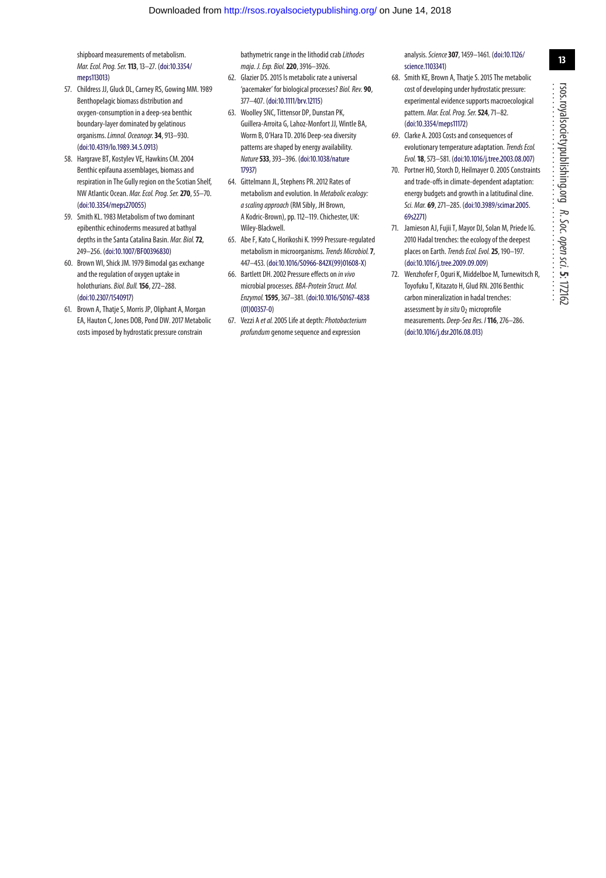shipboard measurements of metabolism. *Mar. Ecol. Prog. Ser.* **113**, 13–27. (doi:10.3354/meps113013)

57. Childress JJ, Gluck DL, Carney RS, Gowing MM. 1989 Benthopelagic biomass distribution and oxygen-consumption in a deep-sea benthic boundary-layer dominated by gelatinous organisms. *Limnol. Oceanogr.* **34**, 913–930. (doi:10.4319/lo.1989.34.5.0913)
58. Hargrave BT, Kostylev VE, Hawkins CM. 2004 Benthic epifauna assemblages, biomass and respiration in The Gully region on the Scotian Shelf, NW Atlantic Ocean. *Mar. Ecol. Prog. Ser.* **270**, 55–70. (doi:10.3354/meps270055)
59. Smith KL. 1983 Metabolism of two dominant epibenthic echinoderms measured at bathyal depths in the Santa Catalina Basin. *Mar. Biol.* **72**, 249–256. (doi:10.1007/BF00396830)
60. Brown WI, Shick JM. 1979 Bimodal gas exchange and the regulation of oxygen uptake in holothurians. *Biol. Bull.* **156**, 272–288. (doi:10.2307/1540917)
61. Brown A, Thatje S, Morris JP, Oliphant A, Morgan EA, Hauton C, Jones DOB, Pond DW. 2017 Metabolic costs imposed by hydrostatic pressure constrain bathymetric range in the lithodid crab *Lithodes maja*. *J. Exp. Biol.* **220**, 3916–3926.
62. Glazier DS. 2015 Is metabolic rate a universal 'pacemaker' for biological processes? *Biol. Rev.* **90**, 377–407. (doi:10.1111/brv.12115)
63. Woolley SNC, Tittensor DP, Dunstan PK, Guillera-Arroita G, Lahoz-Monfort JJ, Wintle BA, Worm B, O'Hara TD. 2016 Deep-sea diversity patterns are shaped by energy availability. *Nature* **533**, 393–396. (doi:10.1038/nature17937)
64. Gittelmann JL, Stephens PR. 2012 Rates of metabolism and evolution. In *Metabolic ecology: a scaling approach* (RM Sibly, JH Brown, A Kodric-Brown), pp. 112–119. Chichester, UK: Wiley-Blackwell.
65. Abe F, Kato C, Horikoshi K. 1999 Pressure-regulated metabolism in microorganisms. *Trends Microbiol.* **7**, 447–453. (doi:10.1016/S0966-842X(99)01608-X)
66. Bartlett DH. 2002 Pressure effects on *in vivo* microbial processes. *BBA-Protein Struct. Mol. Enzymol.* **1595**, 367–381. (doi:10.1016/S0167-4838(01)00357-0)
67. Vezzi A *et al.* 2005 Life at depth: *Photobacterium profundum* genome sequence and expression analysis. *Science* **307**, 1459–1461. (doi:10.1126/science.1103341)
68. Smith KE, Brown A, Thatje S. 2015 The metabolic cost of developing under hydrostatic pressure: experimental evidence supports macroecological pattern. *Mar. Ecol. Prog. Ser.* **524**, 71–82. (doi:10.3354/meps11172)
69. Clarke A. 2003 Costs and consequences of evolutionary temperature adaptation. *Trends Ecol. Evol.* **18**, 573–581. (doi:10.1016/j.tree.2003.08.007)
70. Portner HO, Storch D, Heilmayer O. 2005 Constraints and trade-offs in climate-dependent adaptation: energy budgets and growth in a latitudinal cline. *Sci. Mar.* **69**, 271–285. (doi:10.3989/scimar.2005.69s2271)
71. Jamieson AJ, Fujii T, Mayor DJ, Solan M, Priede IG. 2010 Hadal trenches: the ecology of the deepest places on Earth. *Trends Ecol. Evol.* **25**, 190–197. (doi:10.1016/j.tree.2009.09.009)
72. Wenzhofer F, Oguri K, Middelboe M, Turnewitsch R, Toyofuku T, Kitazato H, Glud RN. 2016 Benthic carbon mineralization in hadal trenches: assessment by *in situ* $O_2$ microprofile measurements. *Deep-Sea Res. I* **116**, 276–286. (doi:10.1016/j.dsr.2016.08.013)